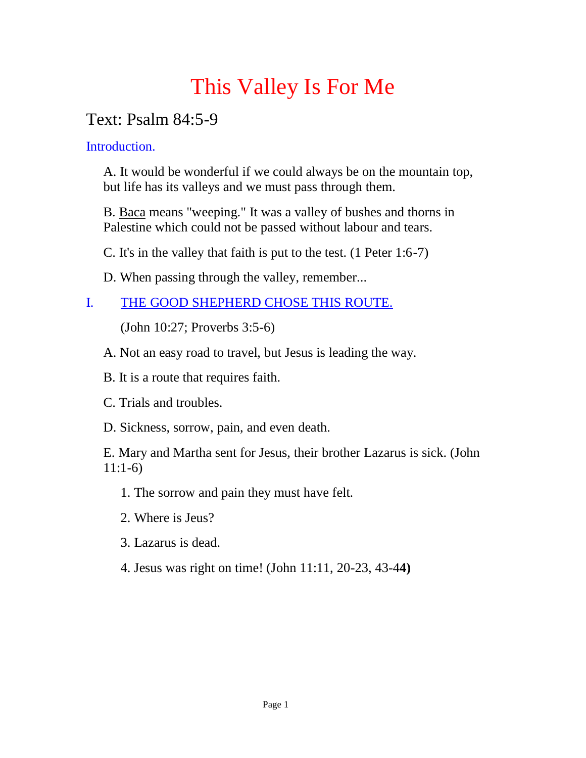# This Valley Is For Me

## Text: Psalm 84:5-9

### Introduction.

A. It would be wonderful if we could always be on the mountain top, but life has its valleys and we must pass through them.

B. Baca means "weeping." It was a valley of bushes and thorns in Palestine which could not be passed without labour and tears.

C. It's in the valley that faith is put to the test. (1 Peter 1:6-7)

D. When passing through the valley, remember...

### I. THE GOOD SHEPHERD CHOSE THIS ROUTE.

(John 10:27; Proverbs 3:5-6)

A. Not an easy road to travel, but Jesus is leading the way.

B. It is a route that requires faith.

C. Trials and troubles.

D. Sickness, sorrow, pain, and even death.

E. Mary and Martha sent for Jesus, their brother Lazarus is sick. (John 11:1-6)

1. The sorrow and pain they must have felt.
2. Where is Jeus?
3. Lazarus is dead.
4. Jesus was right on time! (John 11:11, 20-23, 43-44)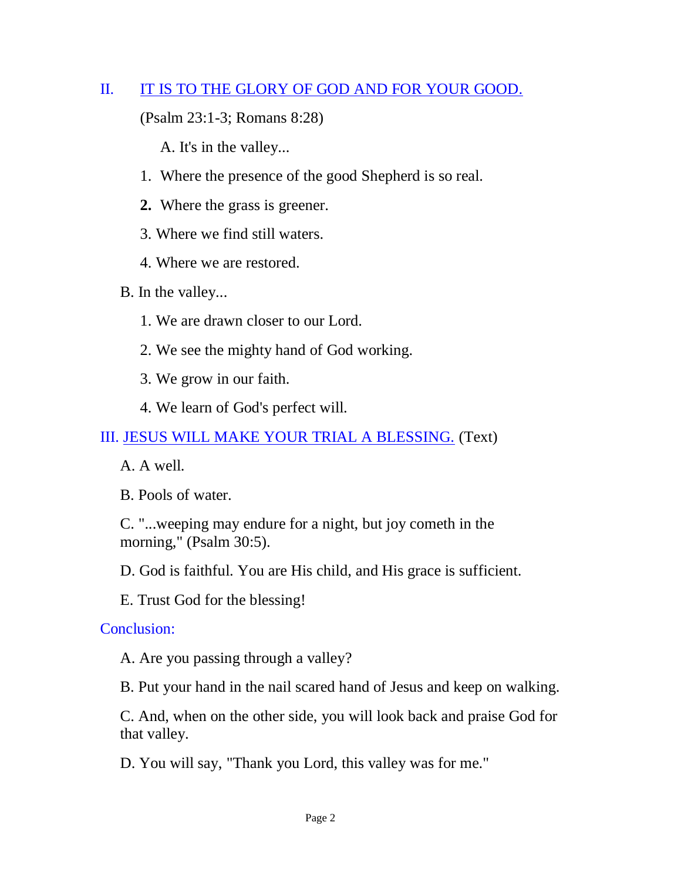## II. IT IS TO THE GLORY OF GOD AND FOR YOUR GOOD.

(Psalm 23:1-3; Romans 8:28)

A. It's in the valley...

1. Where the presence of the good Shepherd is so real.
2. Where the grass is greener.
3. Where we find still waters.
4. Where we are restored.

B. In the valley...

1. We are drawn closer to our Lord.
2. We see the mighty hand of God working.
3. We grow in our faith.
4. We learn of God's perfect will.

## III. JESUS WILL MAKE YOUR TRIAL A BLESSING. (Text)

A. A well.

B. Pools of water.

C. "...weeping may endure for a night, but joy cometh in the morning," (Psalm 30:5).

D. God is faithful. You are His child, and His grace is sufficient.

E. Trust God for the blessing!

## Conclusion:

A. Are you passing through a valley?

B. Put your hand in the nail scared hand of Jesus and keep on walking.

C. And, when on the other side, you will look back and praise God for that valley.

D. You will say, "Thank you Lord, this valley was for me."